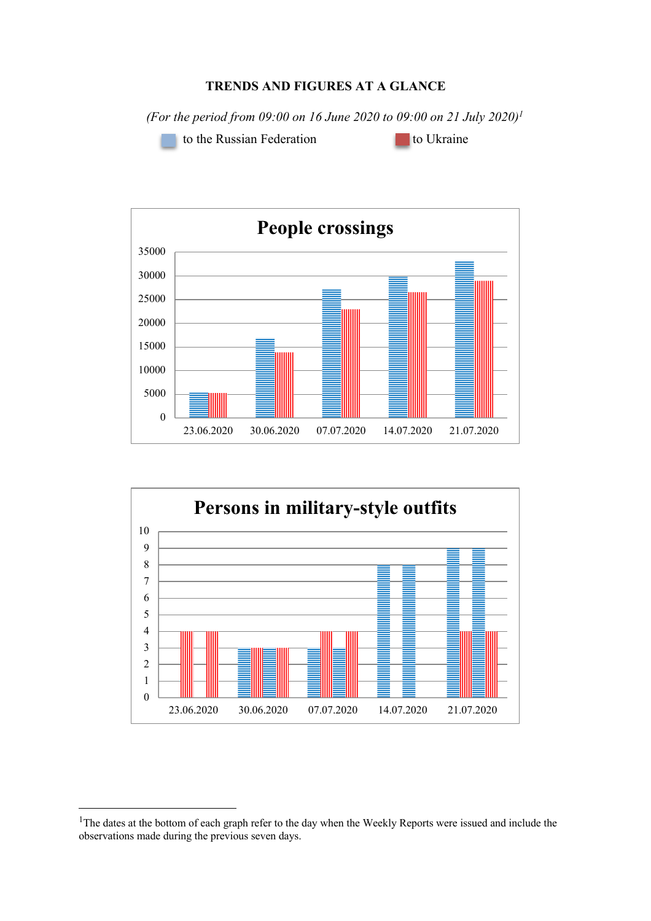**TRENDS AND FIGURES AT A GLANCE**

*(For the period from 09:00 on 16 June 2020 to 09:00 on 21 July 2020)*[1]

to the Russian Federation　　to Ukraine

**People crossings**

35000
30000
25000
20000
15000
10000
5000
0

23.06.2020　30.06.2020　07.07.2020　14.07.2020　21.07.2020

**Persons in military-style outfits**

10
9
8
7
6
5
4
3
2
1
0

23.06.2020　30.06.2020　07.07.2020　14.07.2020　21.07.2020

---

[1]The dates at the bottom of each graph refer to the day when the Weekly Reports were issued and include the observations made during the previous seven days.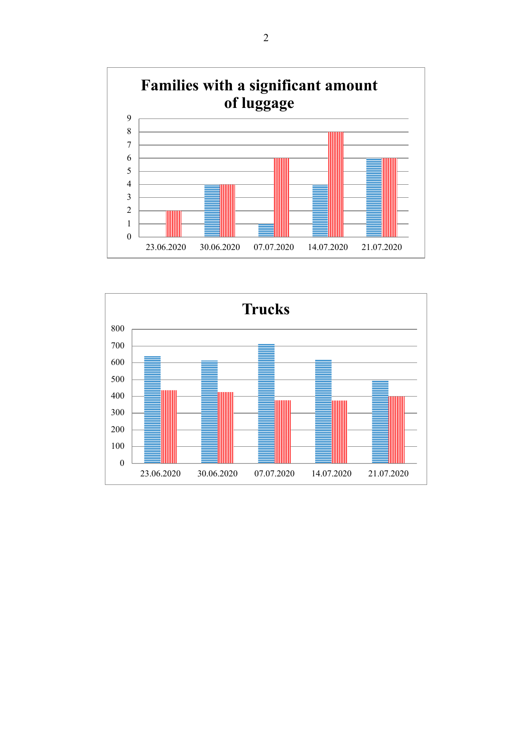**Families with a significant amount of luggage**

| | 23.06.2020 | 30.06.2020 | 07.07.2020 | 14.07.2020 | 21.07.2020 |
|---|---|---|---|---|---|
| Blue | 0 | 4 | 1 | 4 | 6 |
| Red | 2 | 4 | 6 | 8 | 6 |

**Trucks**

| | 23.06.2020 | 30.06.2020 | 07.07.2020 | 14.07.2020 | 21.07.2020 |
|---|---|---|---|---|---|
| Blue | ~640 | ~615 | ~710 | ~620 | ~495 |
| Red | ~435 | ~425 | ~375 | ~375 | ~400 |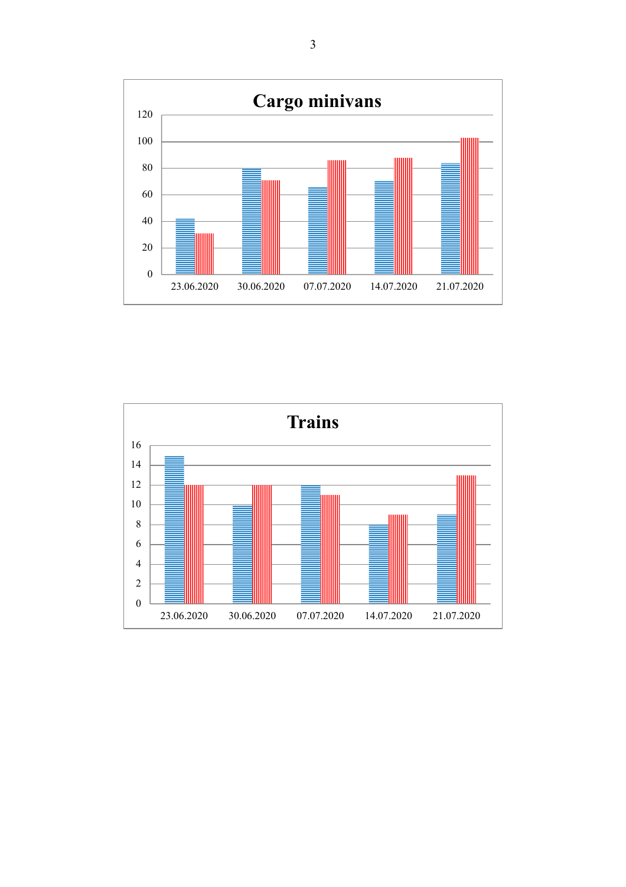**Cargo minivans**

**Trains**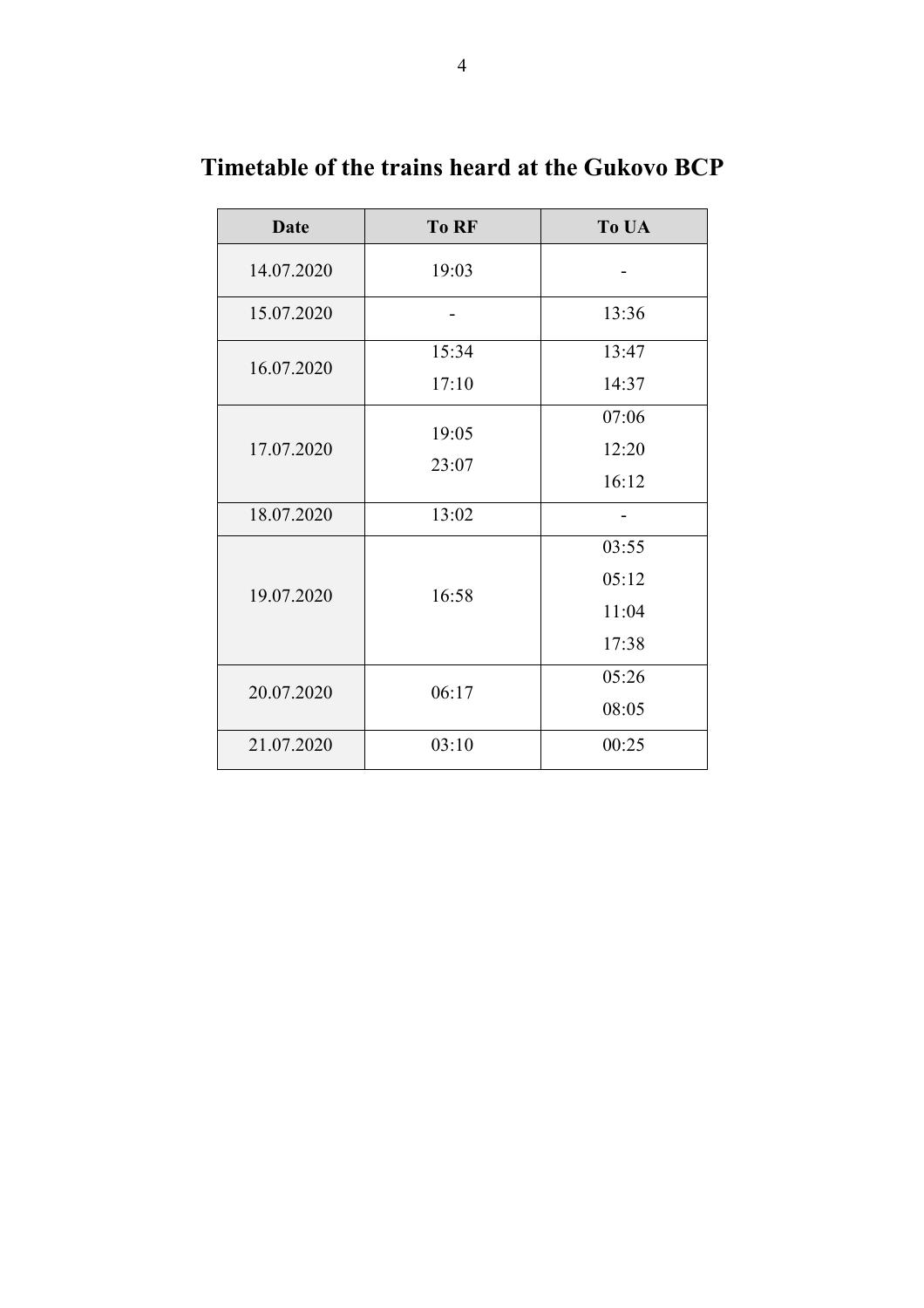# Timetable of the trains heard at the Gukovo BCP

| Date | To RF | To UA |
|---|---|---|
| 14.07.2020 | 19:03 | - |
| 15.07.2020 | - | 13:36 |
| 16.07.2020 | 15:34<br>17:10 | 13:47<br>14:37 |
| 17.07.2020 | 19:05<br>23:07 | 07:06<br>12:20<br>16:12 |
| 18.07.2020 | 13:02 | - |
| 19.07.2020 | 16:58 | 03:55<br>05:12<br>11:04<br>17:38 |
| 20.07.2020 | 06:17 | 05:26<br>08:05 |
| 21.07.2020 | 03:10 | 00:25 |